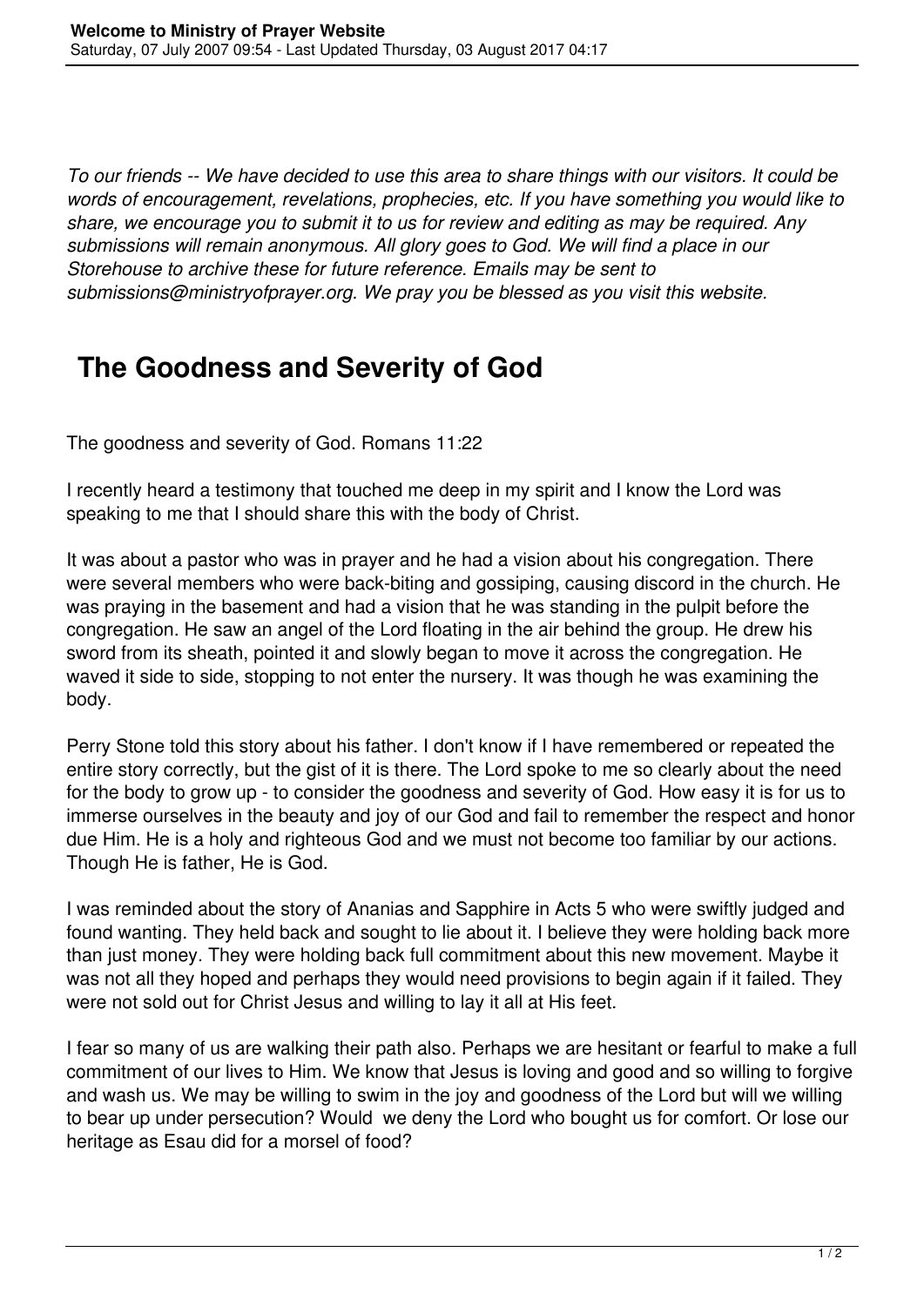*To our friends -- We have decided to use this area to share things with our visitors. It could be words of encouragement, revelations, prophecies, etc. If you have something you would like to share, we encourage you to submit it to us for review and editing as may be required. Any submissions will remain anonymous. All glory goes to God. We will find a place in our Storehouse to archive these for future reference. Emails may be sent to submissions@ministryofprayer.org. We pray you be blessed as you visit this website.*

## The Goodness and Severity of God

The goodness and severity of God. Romans 11:22

I recently heard a testimony that touched me deep in my spirit and I know the Lord was speaking to me that I should share this with the body of Christ.

It was about a pastor who was in prayer and he had a vision about his congregation. There were several members who were back-biting and gossiping, causing discord in the church. He was praying in the basement and had a vision that he was standing in the pulpit before the congregation. He saw an angel of the Lord floating in the air behind the group. He drew his sword from its sheath, pointed it and slowly began to move it across the congregation. He waved it side to side, stopping to not enter the nursery. It was though he was examining the body.

Perry Stone told this story about his father. I don't know if I have remembered or repeated the entire story correctly, but the gist of it is there. The Lord spoke to me so clearly about the need for the body to grow up - to consider the goodness and severity of God. How easy it is for us to immerse ourselves in the beauty and joy of our God and fail to remember the respect and honor due Him. He is a holy and righteous God and we must not become too familiar by our actions. Though He is father, He is God.

I was reminded about the story of Ananias and Sapphire in Acts 5 who were swiftly judged and found wanting. They held back and sought to lie about it. I believe they were holding back more than just money. They were holding back full commitment about this new movement. Maybe it was not all they hoped and perhaps they would need provisions to begin again if it failed. They were not sold out for Christ Jesus and willing to lay it all at His feet.

I fear so many of us are walking their path also. Perhaps we are hesitant or fearful to make a full commitment of our lives to Him. We know that Jesus is loving and good and so willing to forgive and wash us. We may be willing to swim in the joy and goodness of the Lord but will we willing to bear up under persecution? Would we deny the Lord who bought us for comfort. Or lose our heritage as Esau did for a morsel of food?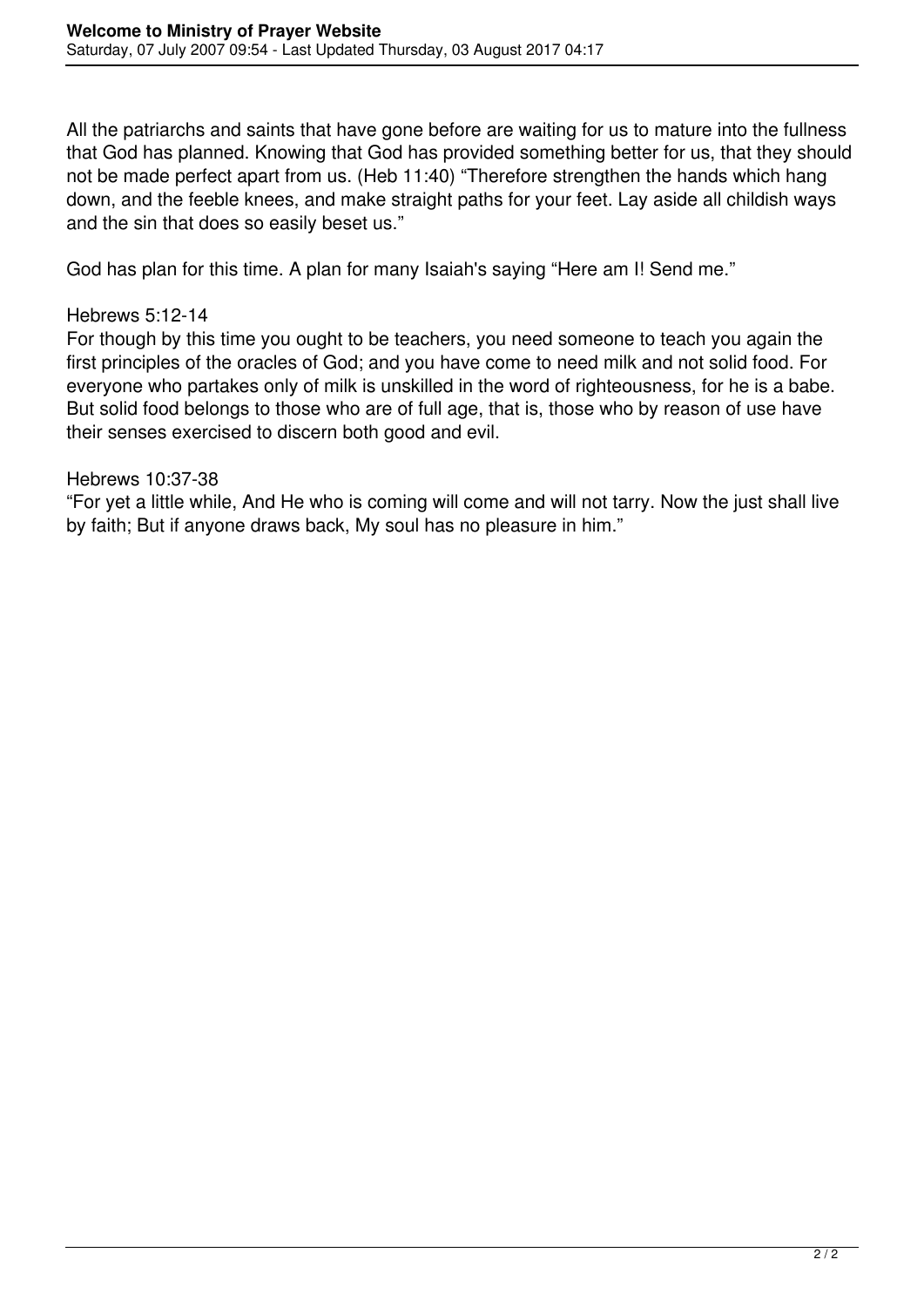All the patriarchs and saints that have gone before are waiting for us to mature into the fullness that God has planned. Knowing that God has provided something better for us, that they should not be made perfect apart from us. (Heb 11:40) “Therefore strengthen the hands which hang down, and the feeble knees, and make straight paths for your feet. Lay aside all childish ways and the sin that does so easily beset us.”

God has plan for this time. A plan for many Isaiah's saying “Here am I! Send me.”

Hebrews 5:12-14
For though by this time you ought to be teachers, you need someone to teach you again the first principles of the oracles of God; and you have come to need milk and not solid food. For everyone who partakes only of milk is unskilled in the word of righteousness, for he is a babe. But solid food belongs to those who are of full age, that is, those who by reason of use have their senses exercised to discern both good and evil.

Hebrews 10:37-38
“For yet a little while, And He who is coming will come and will not tarry. Now the just shall live by faith; But if anyone draws back, My soul has no pleasure in him.”